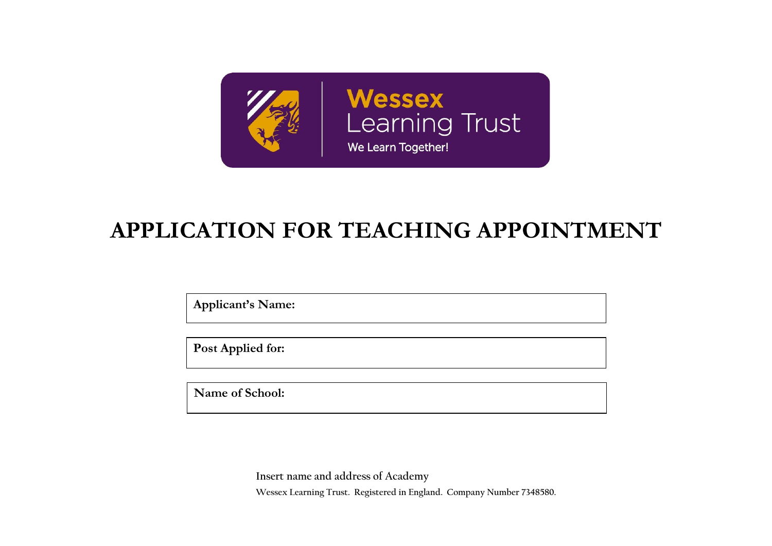Wessex Learning Trust

We Learn Together!

# APPLICATION FOR TEACHING APPOINTMENT

| **Applicant's Name:** |
|---|

| **Post Applied for:** |
|---|

| **Name of School:** |
|---|

Insert name and address of Academy

Wessex Learning Trust. Registered in England. Company Number 7348580.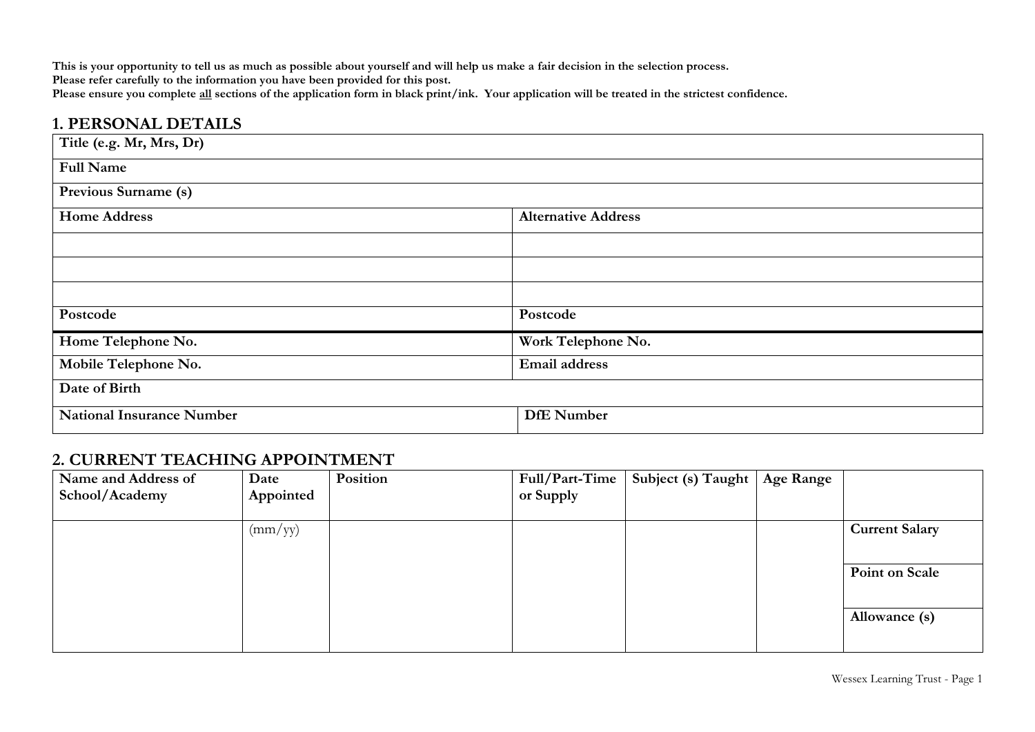**This is your opportunity to tell us as much as possible about yourself and will help us make a fair decision in the selection process.**
**Please refer carefully to the information you have been provided for this post.**
**Please ensure you complete all sections of the application form in black print/ink. Your application will be treated in the strictest confidence.**

## 1. PERSONAL DETAILS

| **Title (e.g. Mr, Mrs, Dr)** | |
|---|---|
| **Full Name** | |
| **Previous Surname (s)** | |
| **Home Address** | **Alternative Address** |
| | |
| | |
| | |
| **Postcode** | **Postcode** |
| **Home Telephone No.** | **Work Telephone No.** |
| **Mobile Telephone No.** | **Email address** |
| **Date of Birth** | |
| **National Insurance Number** | **DfE Number** |

## 2. CURRENT TEACHING APPOINTMENT

| Name and Address of School/Academy | Date Appointed | Position | Full/Part-Time or Supply | Subject (s) Taught | Age Range | |
|---|---|---|---|---|---|---|
| | (mm/yy) | | | | | **Current Salary** |
| | | | | | | **Point on Scale** |
| | | | | | | **Allowance (s)** |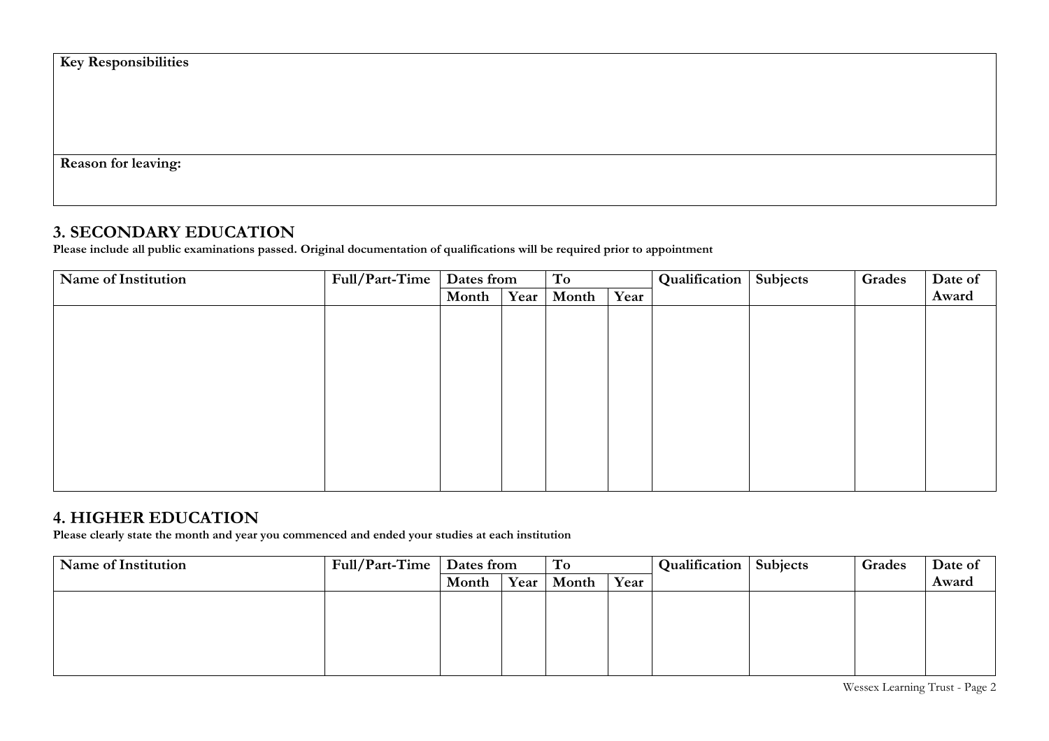| Key Responsibilities |
| --- |
| |
| **Reason for leaving:** |
| |

## 3. SECONDARY EDUCATION

**Please include all public examinations passed. Original documentation of qualifications will be required prior to appointment**

| Name of Institution | Full/Part-Time | Dates from | | To | | Qualification | Subjects | Grades | Date of Award |
| --- | --- | --- | --- | --- | --- | --- | --- | --- | --- |
| | | Month | Year | Month | Year | | | | |
| | | | | | | | | | |

## 4. HIGHER EDUCATION

**Please clearly state the month and year you commenced and ended your studies at each institution**

| Name of Institution | Full/Part-Time | Dates from | | To | | Qualification | Subjects | Grades | Date of Award |
| --- | --- | --- | --- | --- | --- | --- | --- | --- | --- |
| | | Month | Year | Month | Year | | | | |
| | | | | | | | | | |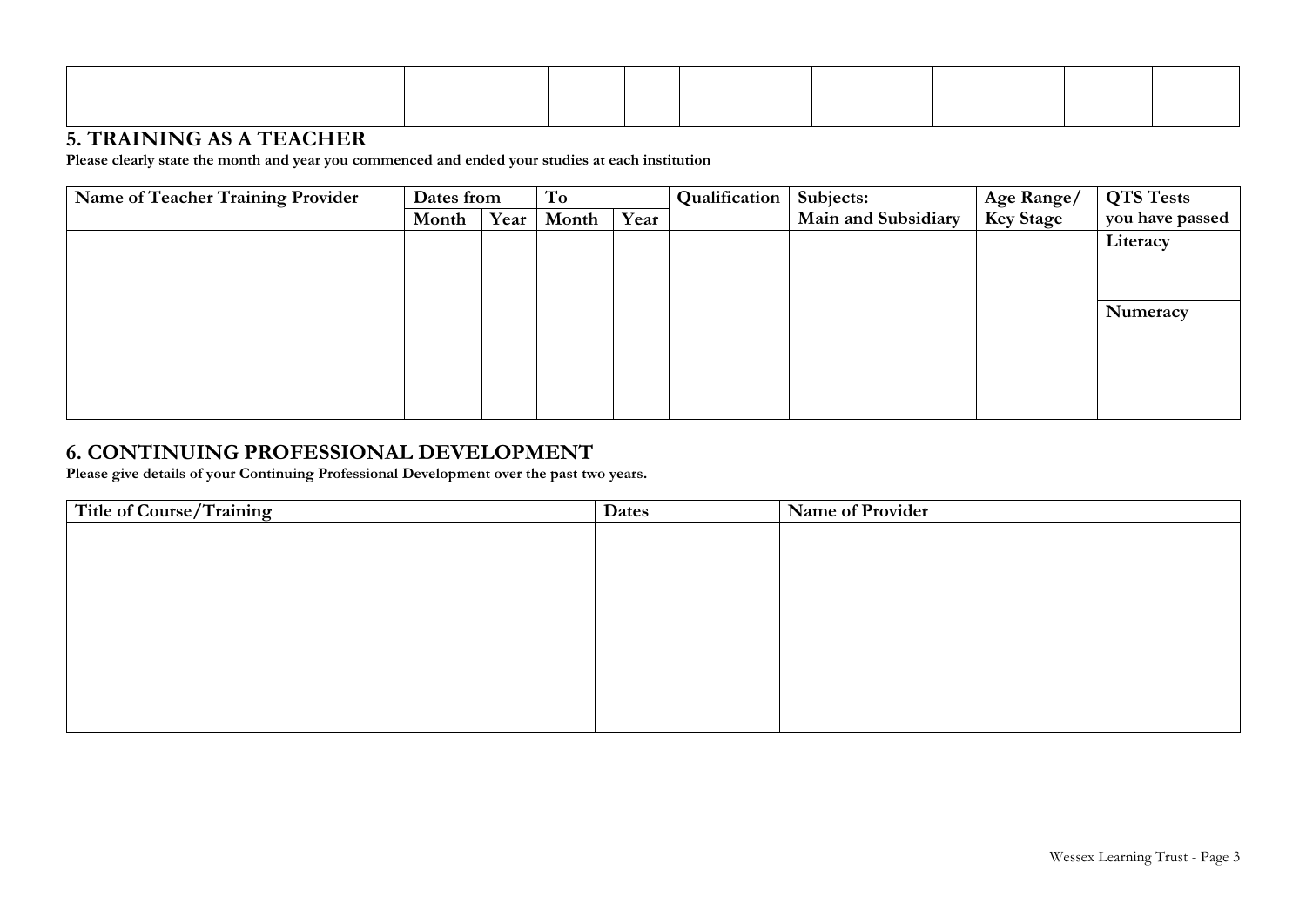| | | | | | | | | | |
|---|---|---|---|---|---|---|---|---|---|
| | | | | | | | | | |

## 5. TRAINING AS A TEACHER

**Please clearly state the month and year you commenced and ended your studies at each institution**

| Name of Teacher Training Provider | Dates from | | To | | Qualification | Subjects: Main and Subsidiary | Age Range/ Key Stage | QTS Tests you have passed |
|---|---|---|---|---|---|---|---|---|
| | Month | Year | Month | Year | | | | |
| | | | | | | | | Literacy |
| | | | | | | | | Numeracy |

## 6. CONTINUING PROFESSIONAL DEVELOPMENT

**Please give details of your Continuing Professional Development over the past two years.**

| Title of Course/Training | Dates | Name of Provider |
|---|---|---|
| | | |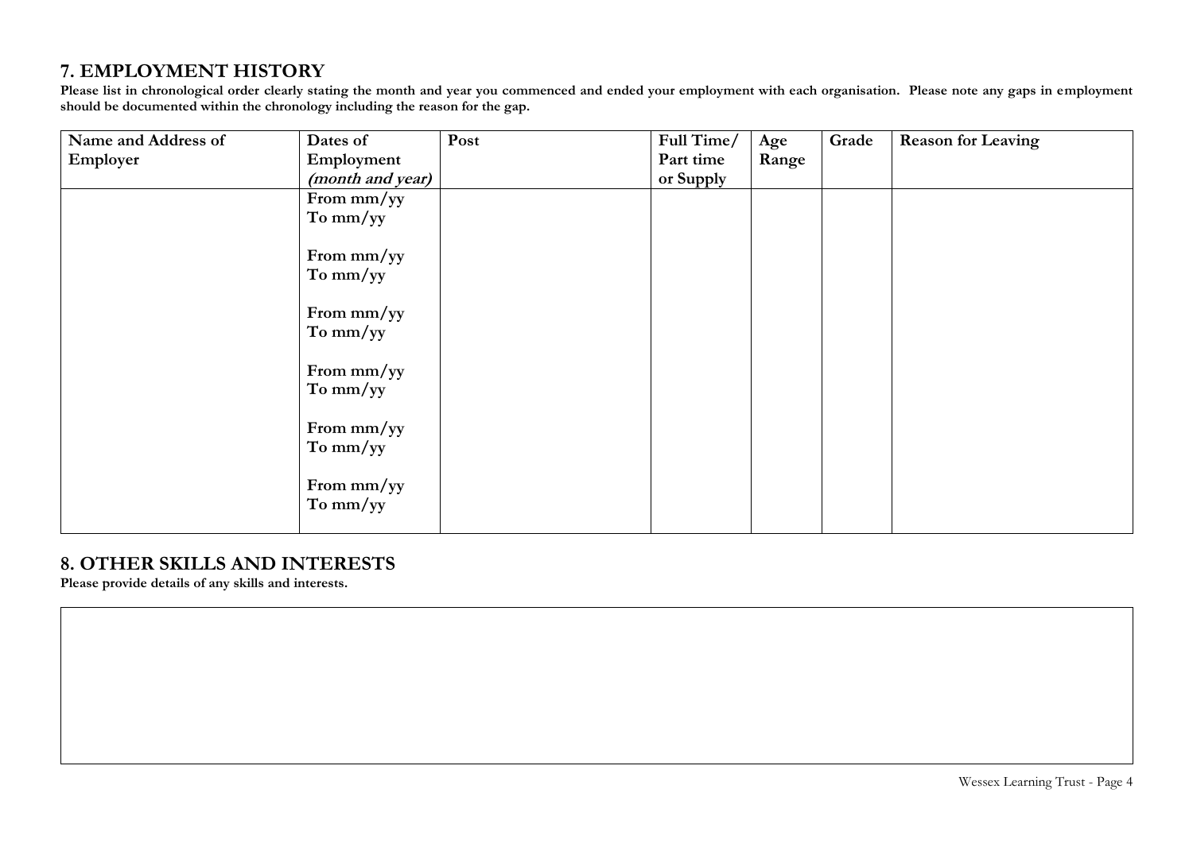## 7. EMPLOYMENT HISTORY

**Please list in chronological order clearly stating the month and year you commenced and ended your employment with each organisation. Please note any gaps in employment should be documented within the chronology including the reason for the gap.**

| Name and Address of Employer | Dates of Employment *(month and year)* | Post | Full Time/ Part time or Supply | Age Range | Grade | Reason for Leaving |
|---|---|---|---|---|---|---|
| | From mm/yy<br>To mm/yy | | | | | |
| | From mm/yy<br>To mm/yy | | | | | |
| | From mm/yy<br>To mm/yy | | | | | |
| | From mm/yy<br>To mm/yy | | | | | |
| | From mm/yy<br>To mm/yy | | | | | |
| | From mm/yy<br>To mm/yy | | | | | |

## 8. OTHER SKILLS AND INTERESTS

**Please provide details of any skills and interests.**

| |
|---|
| |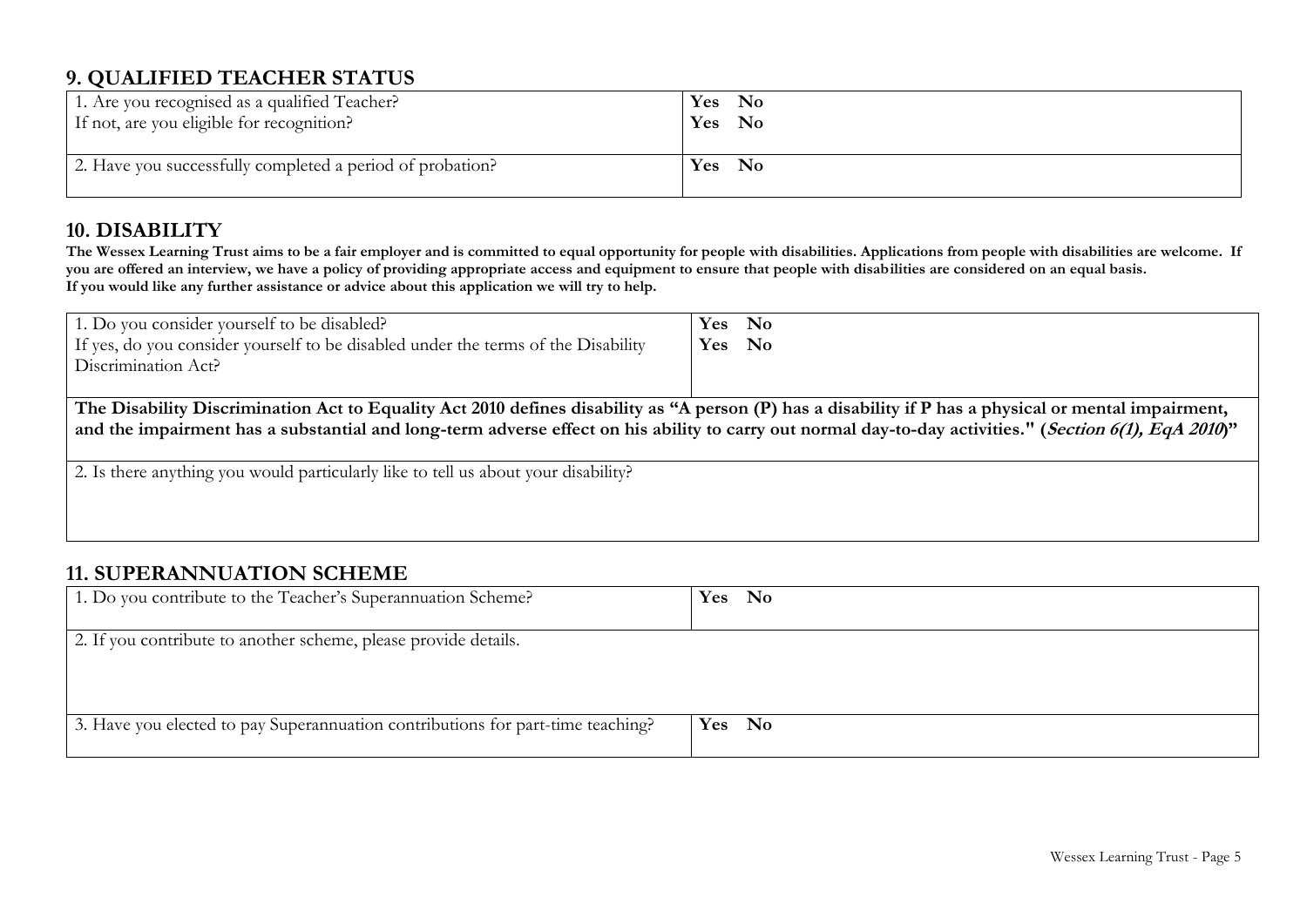## 9. QUALIFIED TEACHER STATUS

| | |
|---|---|
| 1. Are you recognised as a qualified Teacher?<br>If not, are you eligible for recognition? | **Yes No**<br>**Yes No** |
| 2. Have you successfully completed a period of probation? | **Yes No** |

## 10. DISABILITY

**The Wessex Learning Trust aims to be a fair employer and is committed to equal opportunity for people with disabilities. Applications from people with disabilities are welcome. If you are offered an interview, we have a policy of providing appropriate access and equipment to ensure that people with disabilities are considered on an equal basis.**
**If you would like any further assistance or advice about this application we will try to help.**

| | |
|---|---|
| 1. Do you consider yourself to be disabled?<br>If yes, do you consider yourself to be disabled under the terms of the Disability Discrimination Act? | **Yes No**<br>**Yes No** |
| **The Disability Discrimination Act to Equality Act 2010 defines disability as "A person (P) has a disability if P has a physical or mental impairment, and the impairment has a substantial and long-term adverse effect on his ability to carry out normal day-to-day activities." (*Section 6(1), EqA 2010*)"** | |
| 2. Is there anything you would particularly like to tell us about your disability? | |

## 11. SUPERANNUATION SCHEME

| | |
|---|---|
| 1. Do you contribute to the Teacher's Superannuation Scheme? | **Yes No** |
| 2. If you contribute to another scheme, please provide details. | |
| 3. Have you elected to pay Superannuation contributions for part-time teaching? | **Yes No** |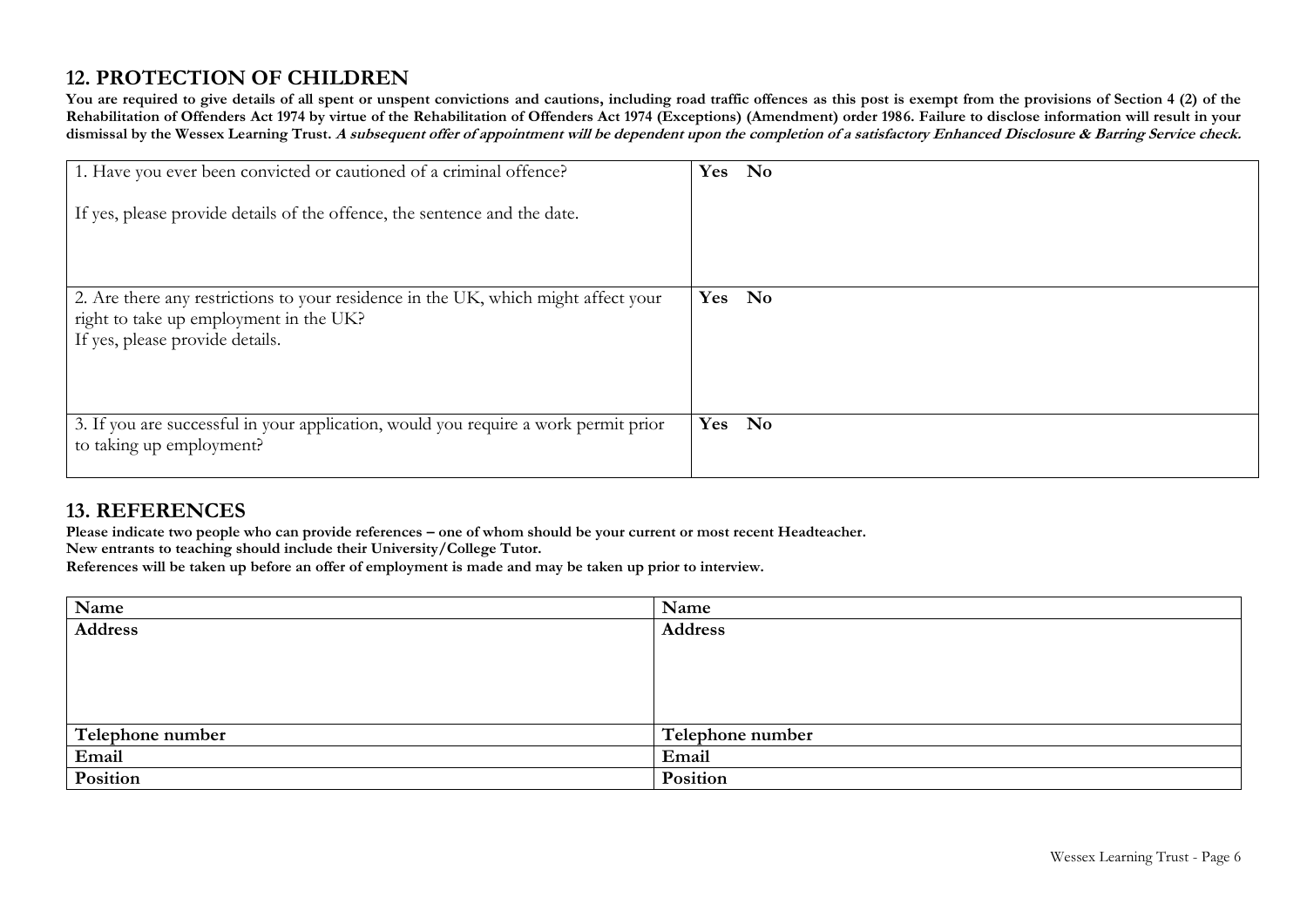## 12. PROTECTION OF CHILDREN

**You are required to give details of all spent or unspent convictions and cautions, including road traffic offences as this post is exempt from the provisions of Section 4 (2) of the Rehabilitation of Offenders Act 1974 by virtue of the Rehabilitation of Offenders Act 1974 (Exceptions) (Amendment) order 1986. Failure to disclose information will result in your dismissal by the Wessex Learning Trust. *A subsequent offer of appointment will be dependent upon the completion of a satisfactory Enhanced Disclosure & Barring Service check.***

| | |
|---|---|
| 1. Have you ever been convicted or cautioned of a criminal offence?<br><br>If yes, please provide details of the offence, the sentence and the date. | **Yes No** |
| 2. Are there any restrictions to your residence in the UK, which might affect your right to take up employment in the UK?<br>If yes, please provide details. | **Yes No** |
| 3. If you are successful in your application, would you require a work permit prior to taking up employment? | **Yes No** |

## 13. REFERENCES

**Please indicate two people who can provide references – one of whom should be your current or most recent Headteacher.**
**New entrants to teaching should include their University/College Tutor.**
**References will be taken up before an offer of employment is made and may be taken up prior to interview.**

| | |
|---|---|
| **Name** | **Name** |
| **Address** | **Address** |
| **Telephone number** | **Telephone number** |
| **Email** | **Email** |
| **Position** | **Position** |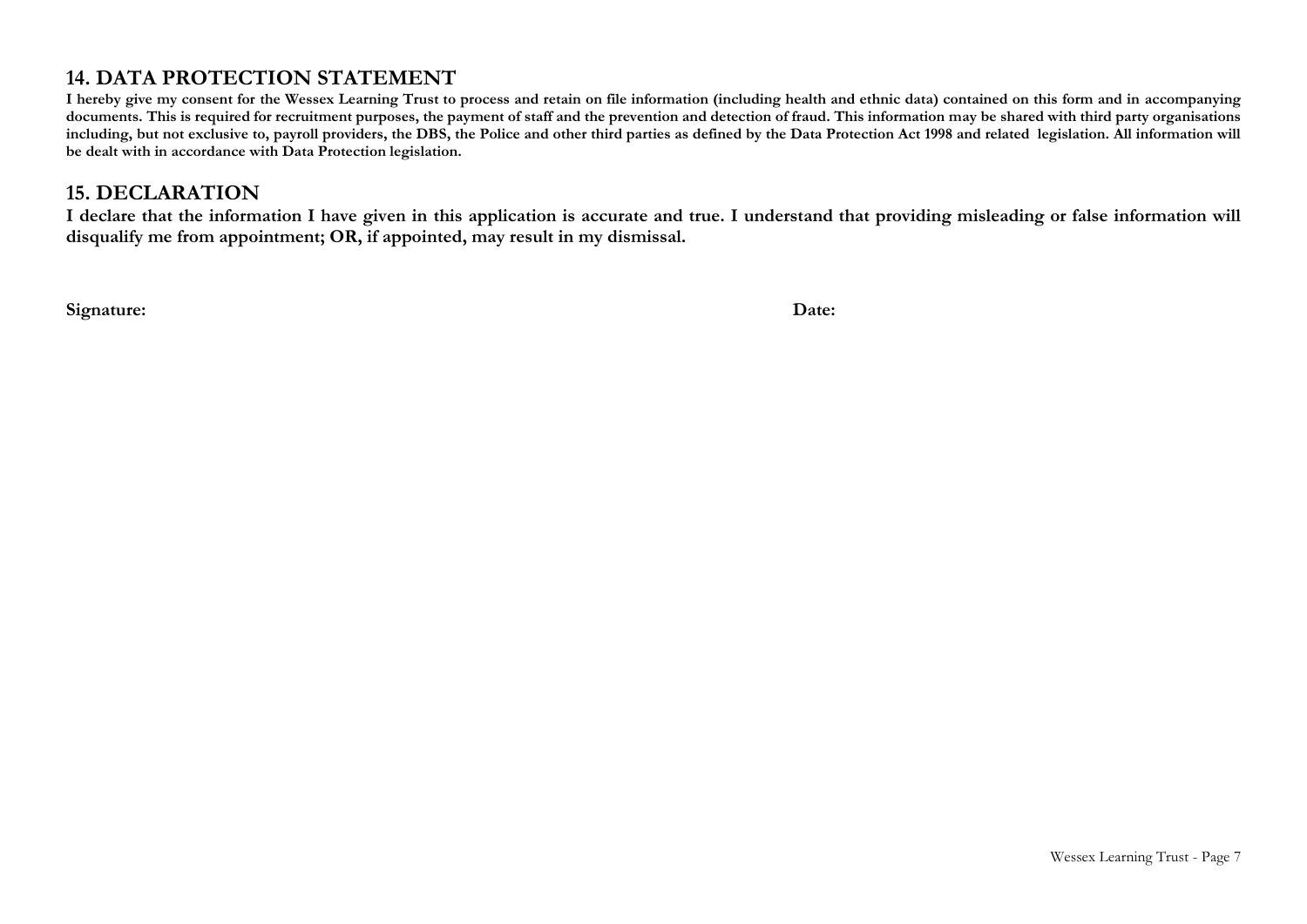## 14. DATA PROTECTION STATEMENT

**I hereby give my consent for the Wessex Learning Trust to process and retain on file information (including health and ethnic data) contained on this form and in accompanying documents. This is required for recruitment purposes, the payment of staff and the prevention and detection of fraud. This information may be shared with third party organisations including, but not exclusive to, payroll providers, the DBS, the Police and other third parties as defined by the Data Protection Act 1998 and related legislation. All information will be dealt with in accordance with Data Protection legislation.**

## 15. DECLARATION

**I declare that the information I have given in this application is accurate and true. I understand that providing misleading or false information will disqualify me from appointment; OR, if appointed, may result in my dismissal.**

**Signature:** **Date:**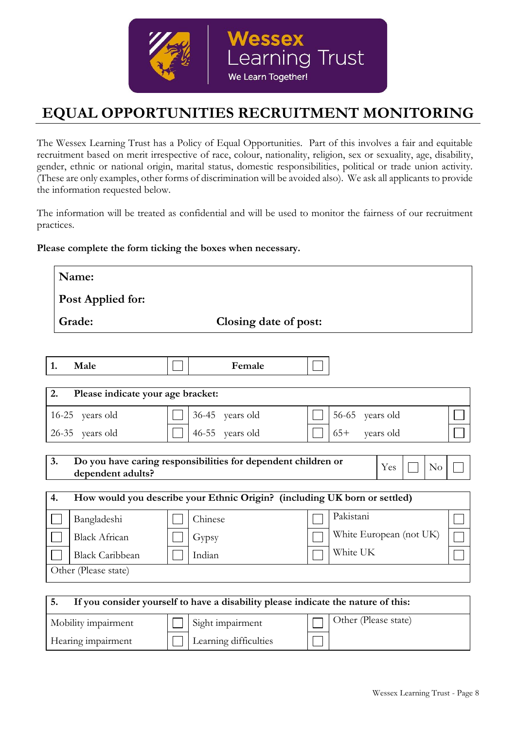# EQUAL OPPORTUNITIES RECRUITMENT MONITORING

The Wessex Learning Trust has a Policy of Equal Opportunities. Part of this involves a fair and equitable recruitment based on merit irrespective of race, colour, nationality, religion, sex or sexuality, age, disability, gender, ethnic or national origin, marital status, domestic responsibilities, political or trade union activity. (These are only examples, other forms of discrimination will be avoided also). We ask all applicants to provide the information requested below.

The information will be treated as confidential and will be used to monitor the fairness of our recruitment practices.

**Please complete the form ticking the boxes when necessary.**

| | |
|---|---|
| **Name:** | |
| **Post Applied for:** | |
| **Grade:** | **Closing date of post:** |

| **1. Male** | ☐ | **Female** | ☐ |
|---|---|---|---|

| **2. Please indicate your age bracket:** | | | | | |
|---|---|---|---|---|---|
| 16-25 years old | ☐ | 36-45 years old | ☐ | 56-65 years old | ☐ |
| 26-35 years old | ☐ | 46-55 years old | ☐ | 65+ years old | ☐ |

| **3. Do you have caring responsibilities for dependent children or dependent adults?** | Yes | ☐ | No | ☐ |
|---|---|---|---|---|

| **4. How would you describe your Ethnic Origin? (including UK born or settled)** | | | | | |
|---|---|---|---|---|---|
| ☐ | Bangladeshi | ☐ | Chinese | ☐ | Pakistani | ☐ |
| ☐ | Black African | ☐ | Gypsy | ☐ | White European (not UK) | ☐ |
| ☐ | Black Caribbean | ☐ | Indian | ☐ | White UK | ☐ |
| Other (Please state) | | | | | | |

| **5. If you consider yourself to have a disability please indicate the nature of this:** | | | | |
|---|---|---|---|---|
| Mobility impairment | ☐ | Sight impairment | ☐ | Other (Please state) |
| Hearing impairment | ☐ | Learning difficulties | ☐ | |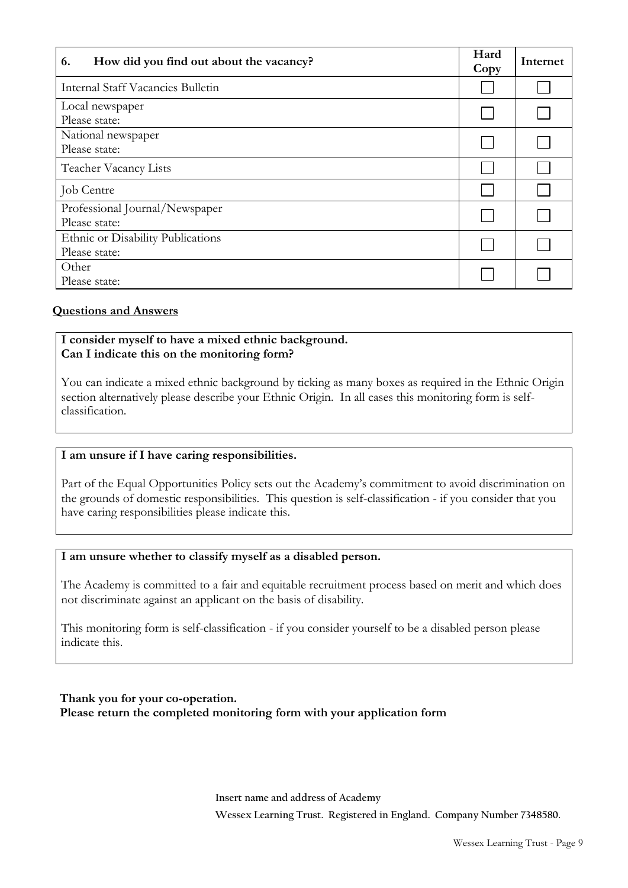| 6. How did you find out about the vacancy? | Hard Copy | Internet |
|---|---|---|
| Internal Staff Vacancies Bulletin | ☐ | ☐ |
| Local newspaper<br>Please state: | ☐ | ☐ |
| National newspaper<br>Please state: | ☐ | ☐ |
| Teacher Vacancy Lists | ☐ | ☐ |
| Job Centre | ☐ | ☐ |
| Professional Journal/Newspaper<br>Please state: | ☐ | ☐ |
| Ethnic or Disability Publications<br>Please state: | ☐ | ☐ |
| Other<br>Please state: | ☐ | ☐ |

## Questions and Answers

**I consider myself to have a mixed ethnic background.**
**Can I indicate this on the monitoring form?**

You can indicate a mixed ethnic background by ticking as many boxes as required in the Ethnic Origin section alternatively please describe your Ethnic Origin. In all cases this monitoring form is self-classification.

**I am unsure if I have caring responsibilities.**

Part of the Equal Opportunities Policy sets out the Academy's commitment to avoid discrimination on the grounds of domestic responsibilities. This question is self-classification - if you consider that you have caring responsibilities please indicate this.

**I am unsure whether to classify myself as a disabled person.**

The Academy is committed to a fair and equitable recruitment process based on merit and which does not discriminate against an applicant on the basis of disability.

This monitoring form is self-classification - if you consider yourself to be a disabled person please indicate this.

**Thank you for your co-operation.**
**Please return the completed monitoring form with your application form**

Insert name and address of Academy

Wessex Learning Trust. Registered in England. Company Number 7348580.